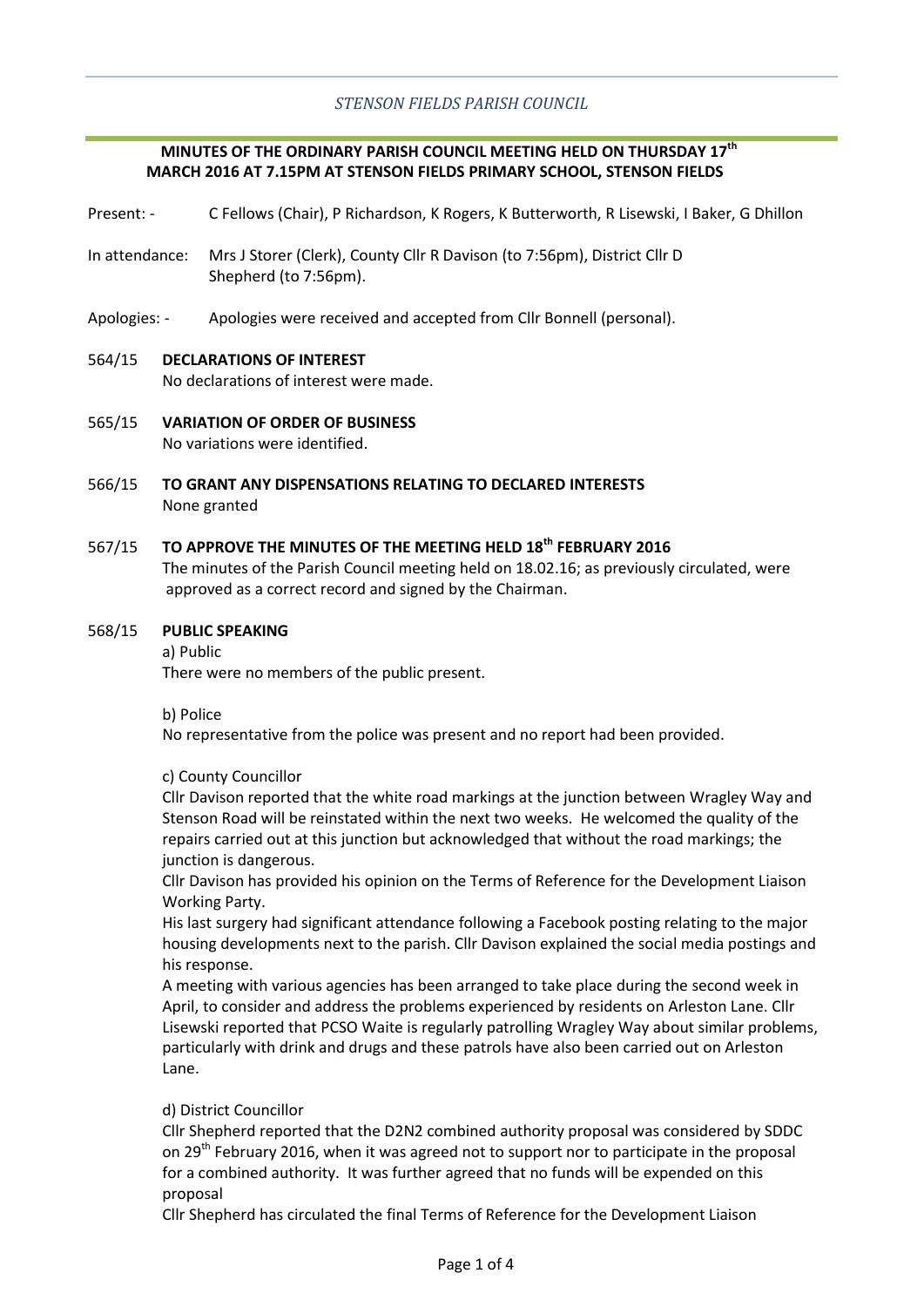*STENSON FIELDS PARISH COUNCIL*

**MINUTES OF THE ORDINARY PARISH COUNCIL MEETING HELD ON THURSDAY 17th MARCH 2016 AT 7.15PM AT STENSON FIELDS PRIMARY SCHOOL, STENSON FIELDS**

Present: - C Fellows (Chair), P Richardson, K Rogers, K Butterworth, R Lisewski, I Baker, G Dhillon

In attendance: Mrs J Storer (Clerk), County Cllr R Davison (to 7:56pm), District Cllr D Shepherd (to 7:56pm).

Apologies: - Apologies were received and accepted from Cllr Bonnell (personal).

564/15 **DECLARATIONS OF INTEREST**

No declarations of interest were made.

565/15 **VARIATION OF ORDER OF BUSINESS**

No variations were identified.

566/15 **TO GRANT ANY DISPENSATIONS RELATING TO DECLARED INTERESTS**

None granted

567/15 **TO APPROVE THE MINUTES OF THE MEETING HELD 18th FEBRUARY 2016**

The minutes of the Parish Council meeting held on 18.02.16; as previously circulated, were approved as a correct record and signed by the Chairman.

568/15 **PUBLIC SPEAKING**

a) Public

There were no members of the public present.

b) Police

No representative from the police was present and no report had been provided.

c) County Councillor

Cllr Davison reported that the white road markings at the junction between Wragley Way and Stenson Road will be reinstated within the next two weeks. He welcomed the quality of the repairs carried out at this junction but acknowledged that without the road markings; the junction is dangerous.

Cllr Davison has provided his opinion on the Terms of Reference for the Development Liaison Working Party.

His last surgery had significant attendance following a Facebook posting relating to the major housing developments next to the parish. Cllr Davison explained the social media postings and his response.

A meeting with various agencies has been arranged to take place during the second week in April, to consider and address the problems experienced by residents on Arleston Lane. Cllr Lisewski reported that PCSO Waite is regularly patrolling Wragley Way about similar problems, particularly with drink and drugs and these patrols have also been carried out on Arleston Lane.

d) District Councillor

Cllr Shepherd reported that the D2N2 combined authority proposal was considered by SDDC on 29th February 2016, when it was agreed not to support nor to participate in the proposal for a combined authority. It was further agreed that no funds will be expended on this proposal

Cllr Shepherd has circulated the final Terms of Reference for the Development Liaison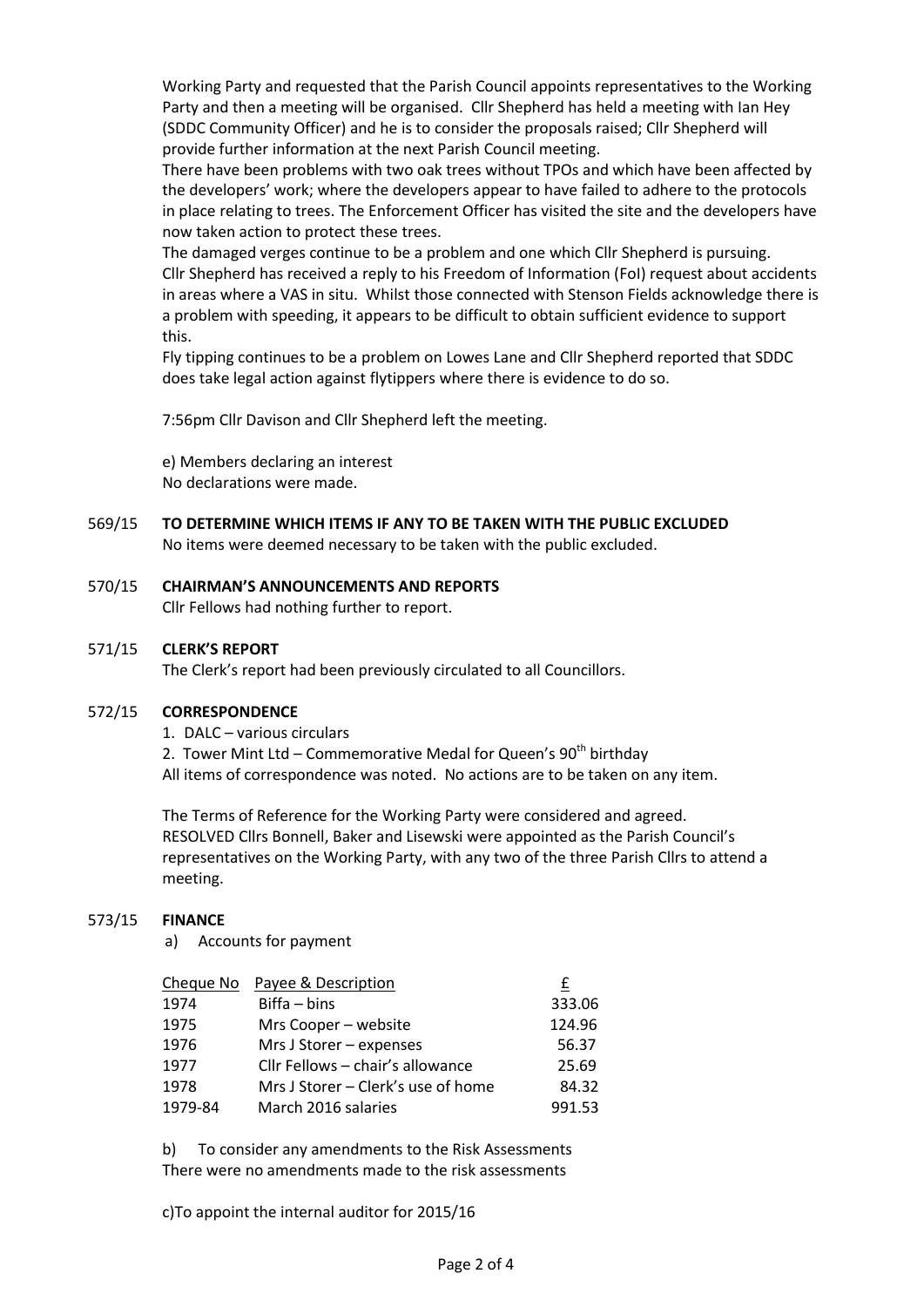Working Party and requested that the Parish Council appoints representatives to the Working Party and then a meeting will be organised. Cllr Shepherd has held a meeting with Ian Hey (SDDC Community Officer) and he is to consider the proposals raised; Cllr Shepherd will provide further information at the next Parish Council meeting.

There have been problems with two oak trees without TPOs and which have been affected by the developers' work; where the developers appear to have failed to adhere to the protocols in place relating to trees. The Enforcement Officer has visited the site and the developers have now taken action to protect these trees.

The damaged verges continue to be a problem and one which Cllr Shepherd is pursuing.

Cllr Shepherd has received a reply to his Freedom of Information (FoI) request about accidents in areas where a VAS in situ. Whilst those connected with Stenson Fields acknowledge there is a problem with speeding, it appears to be difficult to obtain sufficient evidence to support this.

Fly tipping continues to be a problem on Lowes Lane and Cllr Shepherd reported that SDDC does take legal action against flytippers where there is evidence to do so.

7:56pm Cllr Davison and Cllr Shepherd left the meeting.

e) Members declaring an interest
No declarations were made.

569/15 **TO DETERMINE WHICH ITEMS IF ANY TO BE TAKEN WITH THE PUBLIC EXCLUDED**
No items were deemed necessary to be taken with the public excluded.

570/15 **CHAIRMAN'S ANNOUNCEMENTS AND REPORTS**
Cllr Fellows had nothing further to report.

571/15 **CLERK'S REPORT**
The Clerk's report had been previously circulated to all Councillors.

572/15 **CORRESPONDENCE**

1. DALC – various circulars
2. Tower Mint Ltd – Commemorative Medal for Queen's 90th birthday

All items of correspondence was noted. No actions are to be taken on any item.

The Terms of Reference for the Working Party were considered and agreed.
RESOLVED Cllrs Bonnell, Baker and Lisewski were appointed as the Parish Council's representatives on the Working Party, with any two of the three Parish Cllrs to attend a meeting.

573/15 **FINANCE**

a) Accounts for payment

| Cheque No | Payee & Description | £ |
|---|---|---|
| 1974 | Biffa – bins | 333.06 |
| 1975 | Mrs Cooper – website | 124.96 |
| 1976 | Mrs J Storer – expenses | 56.37 |
| 1977 | Cllr Fellows – chair's allowance | 25.69 |
| 1978 | Mrs J Storer – Clerk's use of home | 84.32 |
| 1979-84 | March 2016 salaries | 991.53 |

b) To consider any amendments to the Risk Assessments
There were no amendments made to the risk assessments

c)To appoint the internal auditor for 2015/16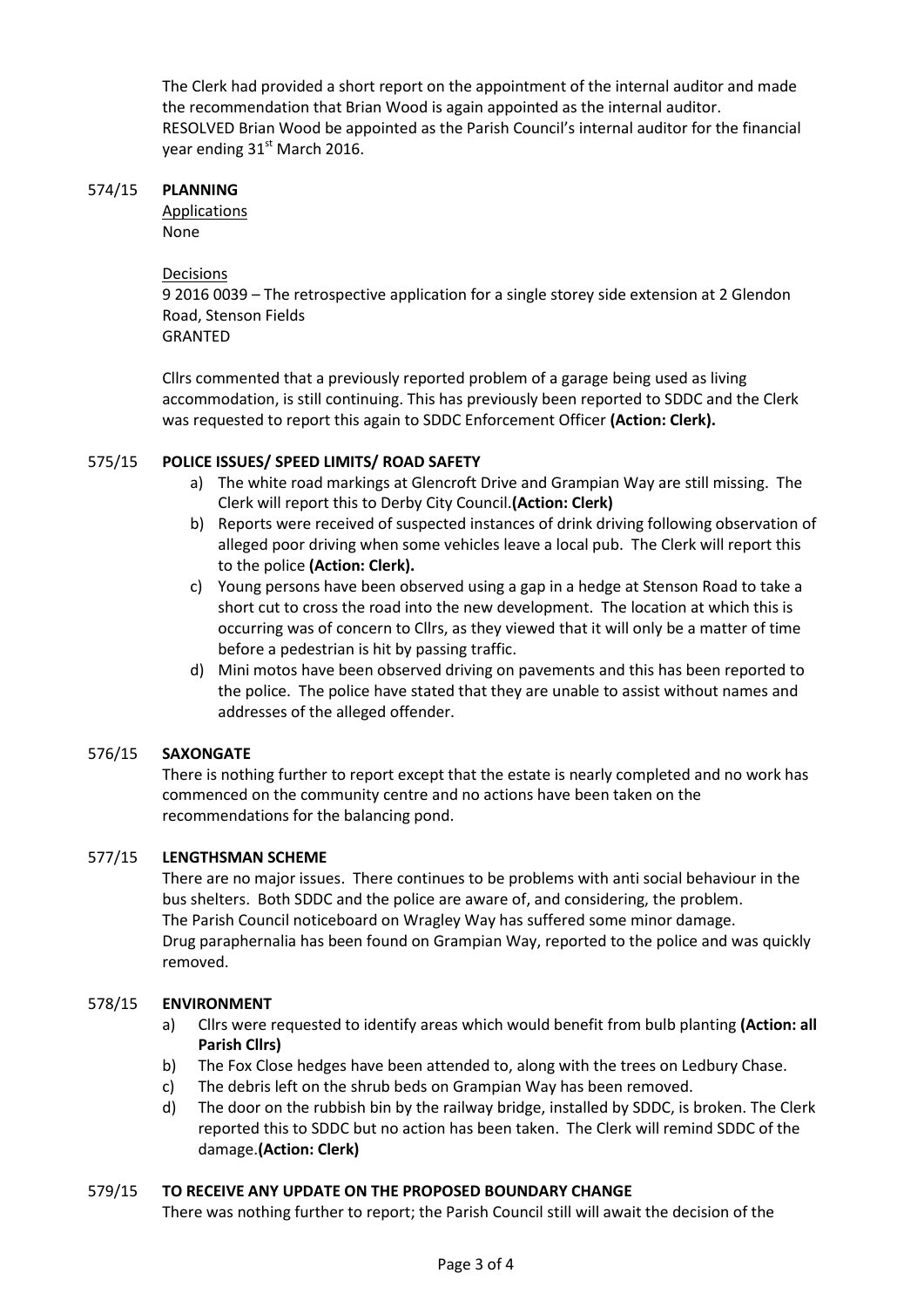The Clerk had provided a short report on the appointment of the internal auditor and made the recommendation that Brian Wood is again appointed as the internal auditor.
RESOLVED Brian Wood be appointed as the Parish Council's internal auditor for the financial year ending 31st March 2016.

## 574/15 PLANNING

Applications
None

Decisions
9 2016 0039 – The retrospective application for a single storey side extension at 2 Glendon Road, Stenson Fields
GRANTED

Cllrs commented that a previously reported problem of a garage being used as living accommodation, is still continuing. This has previously been reported to SDDC and the Clerk was requested to report this again to SDDC Enforcement Officer **(Action: Clerk).**

## 575/15 POLICE ISSUES/ SPEED LIMITS/ ROAD SAFETY

a) The white road markings at Glencroft Drive and Grampian Way are still missing. The Clerk will report this to Derby City Council.**(Action: Clerk)**
b) Reports were received of suspected instances of drink driving following observation of alleged poor driving when some vehicles leave a local pub. The Clerk will report this to the police **(Action: Clerk).**
c) Young persons have been observed using a gap in a hedge at Stenson Road to take a short cut to cross the road into the new development. The location at which this is occurring was of concern to Cllrs, as they viewed that it will only be a matter of time before a pedestrian is hit by passing traffic.
d) Mini motos have been observed driving on pavements and this has been reported to the police. The police have stated that they are unable to assist without names and addresses of the alleged offender.

## 576/15 SAXONGATE

There is nothing further to report except that the estate is nearly completed and no work has commenced on the community centre and no actions have been taken on the recommendations for the balancing pond.

## 577/15 LENGTHSMAN SCHEME

There are no major issues. There continues to be problems with anti social behaviour in the bus shelters. Both SDDC and the police are aware of, and considering, the problem.
The Parish Council noticeboard on Wragley Way has suffered some minor damage.
Drug paraphernalia has been found on Grampian Way, reported to the police and was quickly removed.

## 578/15 ENVIRONMENT

a) Cllrs were requested to identify areas which would benefit from bulb planting **(Action: all Parish Cllrs)**
b) The Fox Close hedges have been attended to, along with the trees on Ledbury Chase.
c) The debris left on the shrub beds on Grampian Way has been removed.
d) The door on the rubbish bin by the railway bridge, installed by SDDC, is broken. The Clerk reported this to SDDC but no action has been taken. The Clerk will remind SDDC of the damage.**(Action: Clerk)**

## 579/15 TO RECEIVE ANY UPDATE ON THE PROPOSED BOUNDARY CHANGE

There was nothing further to report; the Parish Council still will await the decision of the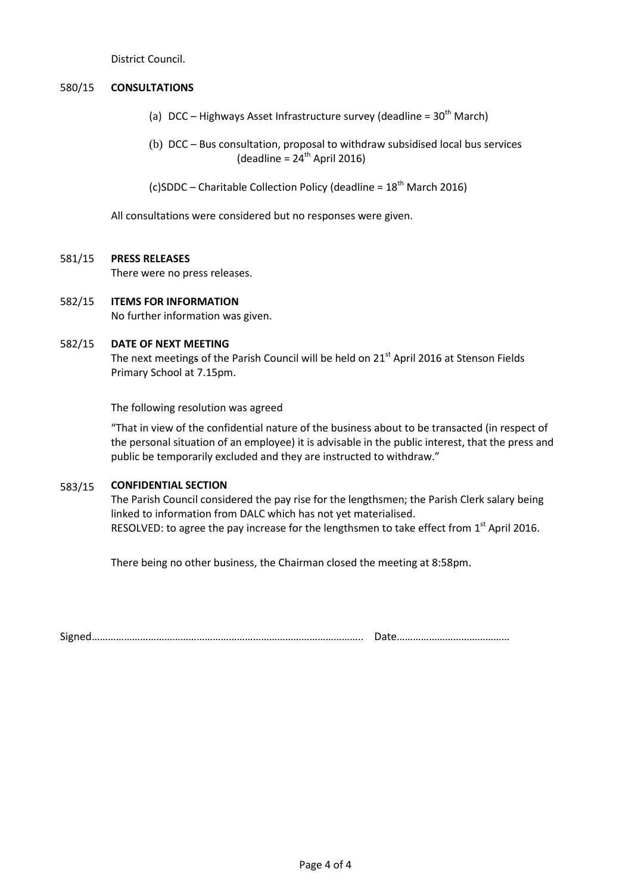District Council.

580/15 **CONSULTATIONS**

(a) DCC – Highways Asset Infrastructure survey (deadline = 30th March)

(b) DCC – Bus consultation, proposal to withdraw subsidised local bus services (deadline = 24th April 2016)

(c)SDDC – Charitable Collection Policy (deadline = 18th March 2016)

All consultations were considered but no responses were given.

581/15 **PRESS RELEASES**

There were no press releases.

582/15 **ITEMS FOR INFORMATION**

No further information was given.

582/15 **DATE OF NEXT MEETING**

The next meetings of the Parish Council will be held on 21st April 2016 at Stenson Fields Primary School at 7.15pm.

The following resolution was agreed

"That in view of the confidential nature of the business about to be transacted (in respect of the personal situation of an employee) it is advisable in the public interest, that the press and public be temporarily excluded and they are instructed to withdraw."

583/15 **CONFIDENTIAL SECTION**

The Parish Council considered the pay rise for the lengthsmen; the Parish Clerk salary being linked to information from DALC which has not yet materialised.

RESOLVED: to agree the pay increase for the lengthsmen to take effect from 1st April 2016.

There being no other business, the Chairman closed the meeting at 8:58pm.

Signed………………………………………………………………………………….. Date……………………………………